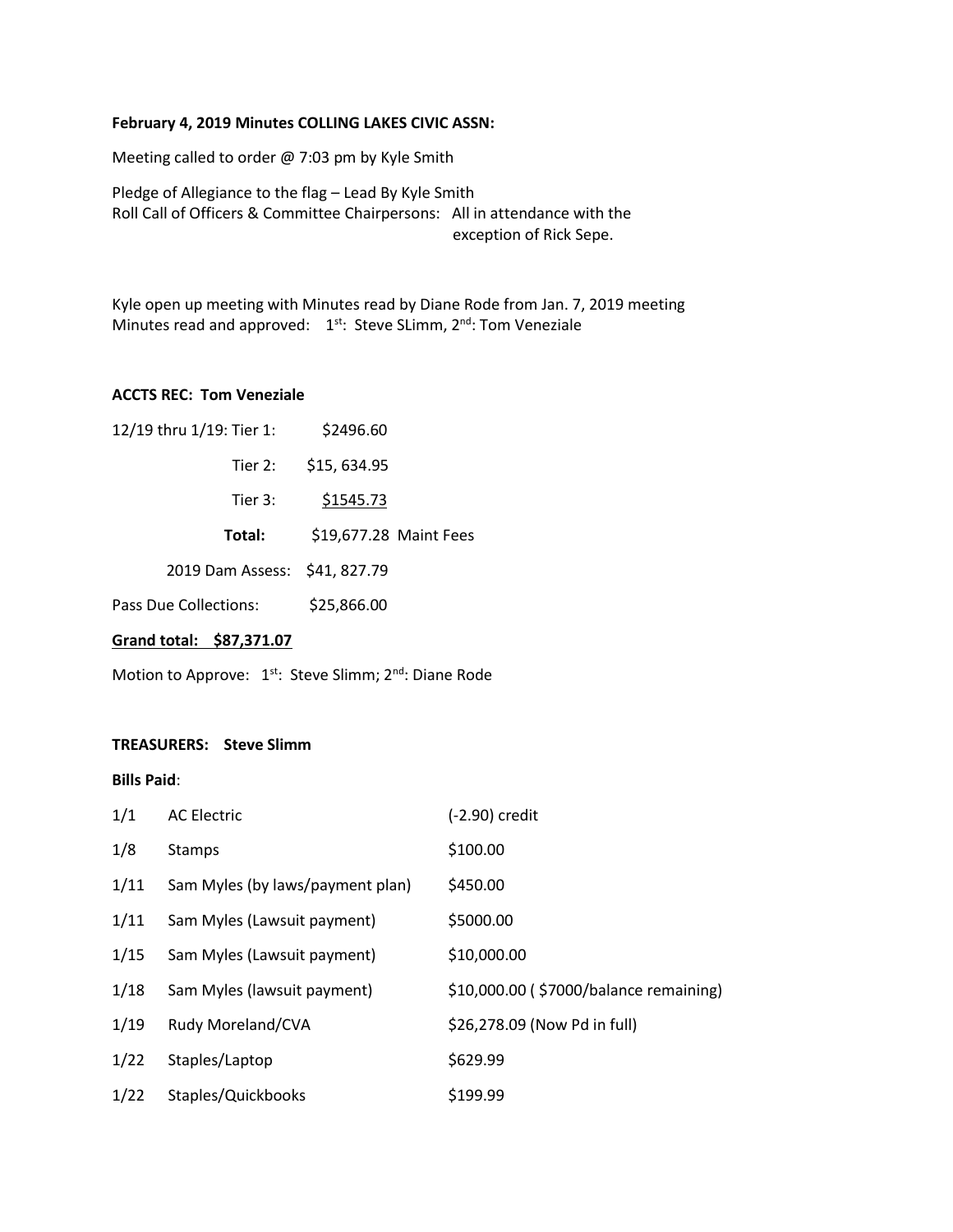**February 4, 2019 Minutes COLLING LAKES CIVIC ASSN:**

Meeting called to order @ 7:03 pm by Kyle Smith

Pledge of Allegiance to the flag – Lead By Kyle Smith
Roll Call of Officers & Committee Chairpersons: All in attendance with the exception of Rick Sepe.

Kyle open up meeting with Minutes read by Diane Rode from Jan. 7, 2019 meeting
Minutes read and approved: 1st: Steve SLimm, 2nd: Tom Veneziale

**ACCTS REC: Tom Veneziale**

| | |
|---|---|
| 12/19 thru 1/19: Tier 1: | $2496.60 |
| Tier 2: | $15, 634.95 |
| Tier 3: | $1545.73 |
| **Total:** | $19,677.28 Maint Fees |
| 2019 Dam Assess: | $41, 827.79 |
| Pass Due Collections: | $25,866.00 |

**Grand total: $87,371.07**

Motion to Approve: 1st: Steve Slimm; 2nd: Diane Rode

**TREASURERS: Steve Slimm**

**Bills Paid**:

| | | |
|---|---|---|
| 1/1 | AC Electric | (-2.90) credit |
| 1/8 | Stamps | $100.00 |
| 1/11 | Sam Myles (by laws/payment plan) | $450.00 |
| 1/11 | Sam Myles (Lawsuit payment) | $5000.00 |
| 1/15 | Sam Myles (Lawsuit payment) | $10,000.00 |
| 1/18 | Sam Myles (lawsuit payment) | $10,000.00 ( $7000/balance remaining) |
| 1/19 | Rudy Moreland/CVA | $26,278.09 (Now Pd in full) |
| 1/22 | Staples/Laptop | $629.99 |
| 1/22 | Staples/Quickbooks | $199.99 |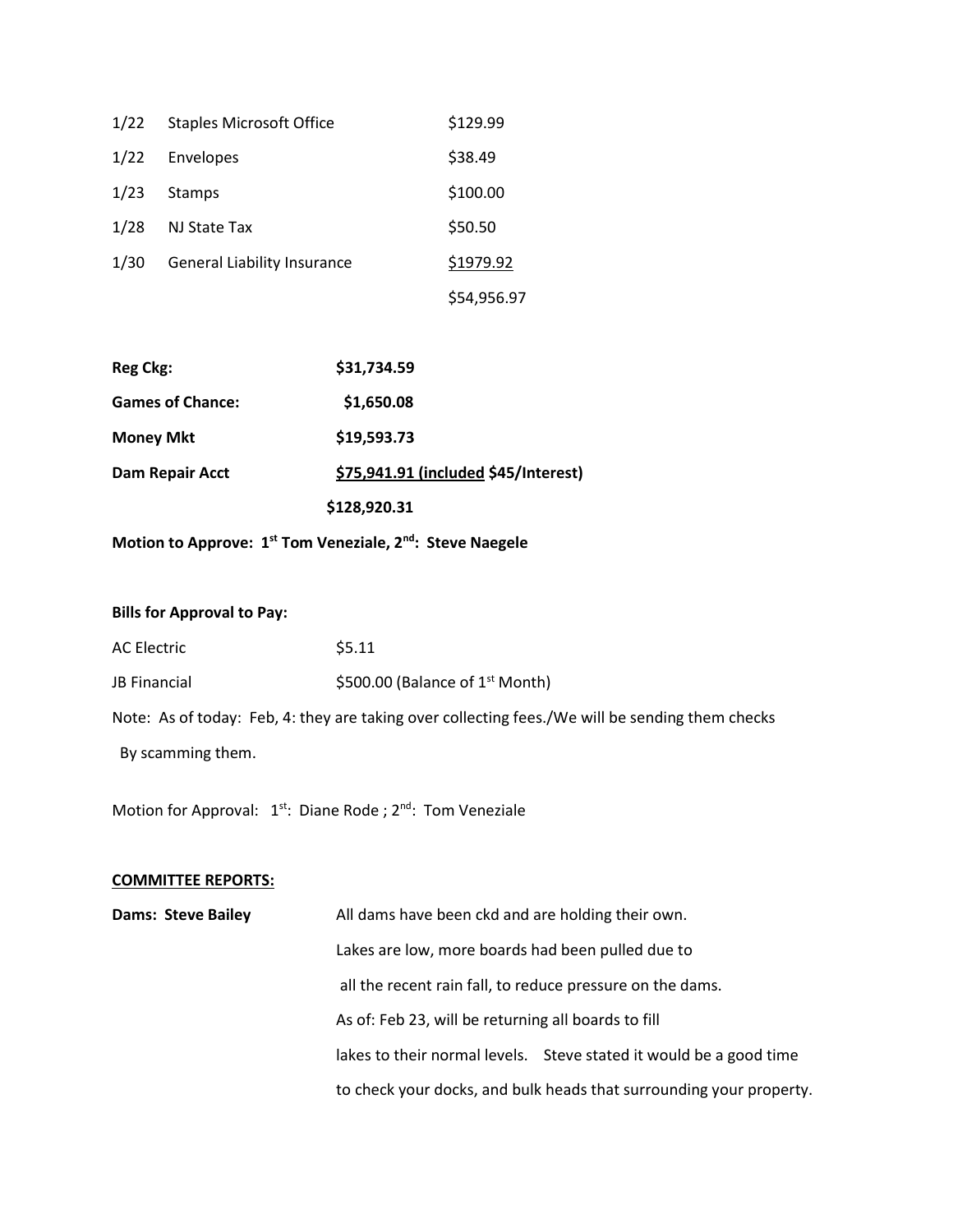| | | |
|---|---|---|
| 1/22 | Staples Microsoft Office | $129.99 |
| 1/22 | Envelopes | $38.49 |
| 1/23 | Stamps | $100.00 |
| 1/28 | NJ State Tax | $50.50 |
| 1/30 | General Liability Insurance | <u>$1979.92</u> |
| | | $54,956.97 |

| | |
|---|---|
| **Reg Ckg:** | **$31,734.59** |
| **Games of Chance:** | **$1,650.08** |
| **Money Mkt** | **$19,593.73** |
| **Dam Repair Acct** | **<u>$75,941.91 (included</u> $45/Interest)** |
| | **$128,920.31** |

**Motion to Approve: 1st Tom Veneziale, 2nd: Steve Naegele**

**Bills for Approval to Pay:**

| | |
|---|---|
| AC Electric | $5.11 |
| JB Financial | $500.00 (Balance of 1st Month) |

Note: As of today: Feb, 4: they are taking over collecting fees./We will be sending them checks By scamming them.

Motion for Approval: 1st: Diane Rode ; 2nd: Tom Veneziale

**<u>COMMITTEE REPORTS:</u>**

**Dams: Steve Bailey**

All dams have been ckd and are holding their own. Lakes are low, more boards had been pulled due to all the recent rain fall, to reduce pressure on the dams. As of: Feb 23, will be returning all boards to fill lakes to their normal levels. Steve stated it would be a good time to check your docks, and bulk heads that surrounding your property.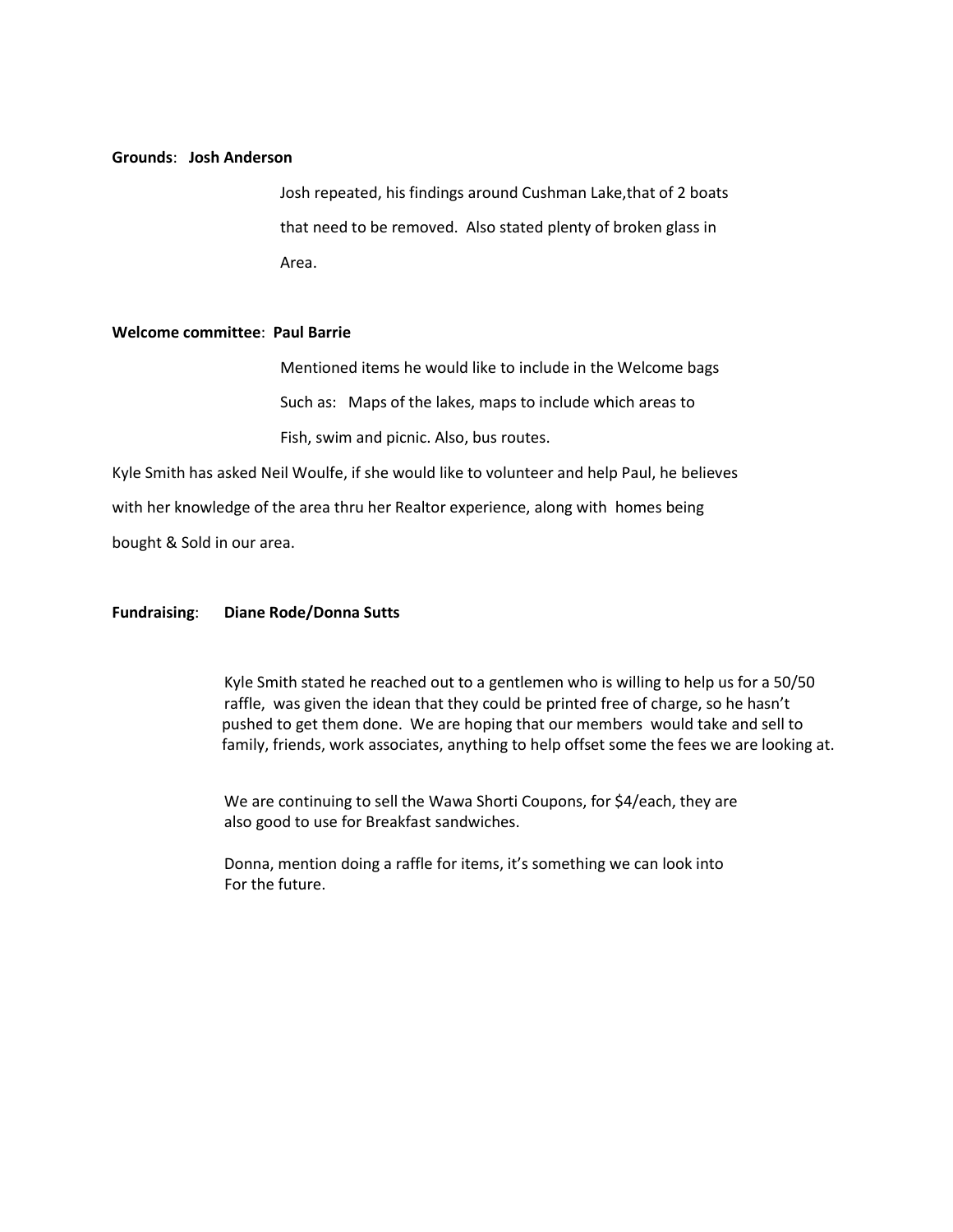**Grounds**: **Josh Anderson**

Josh repeated, his findings around Cushman Lake,that of 2 boats that need to be removed. Also stated plenty of broken glass in Area.

**Welcome committee**: **Paul Barrie**

Mentioned items he would like to include in the Welcome bags Such as: Maps of the lakes, maps to include which areas to Fish, swim and picnic. Also, bus routes.

Kyle Smith has asked Neil Woulfe, if she would like to volunteer and help Paul, he believes with her knowledge of the area thru her Realtor experience, along with homes being bought & Sold in our area.

**Fundraising**: **Diane Rode/Donna Sutts**

Kyle Smith stated he reached out to a gentlemen who is willing to help us for a 50/50 raffle, was given the idean that they could be printed free of charge, so he hasn't pushed to get them done. We are hoping that our members would take and sell to family, friends, work associates, anything to help offset some the fees we are looking at.

We are continuing to sell the Wawa Shorti Coupons, for $4/each, they are also good to use for Breakfast sandwiches.

Donna, mention doing a raffle for items, it's something we can look into For the future.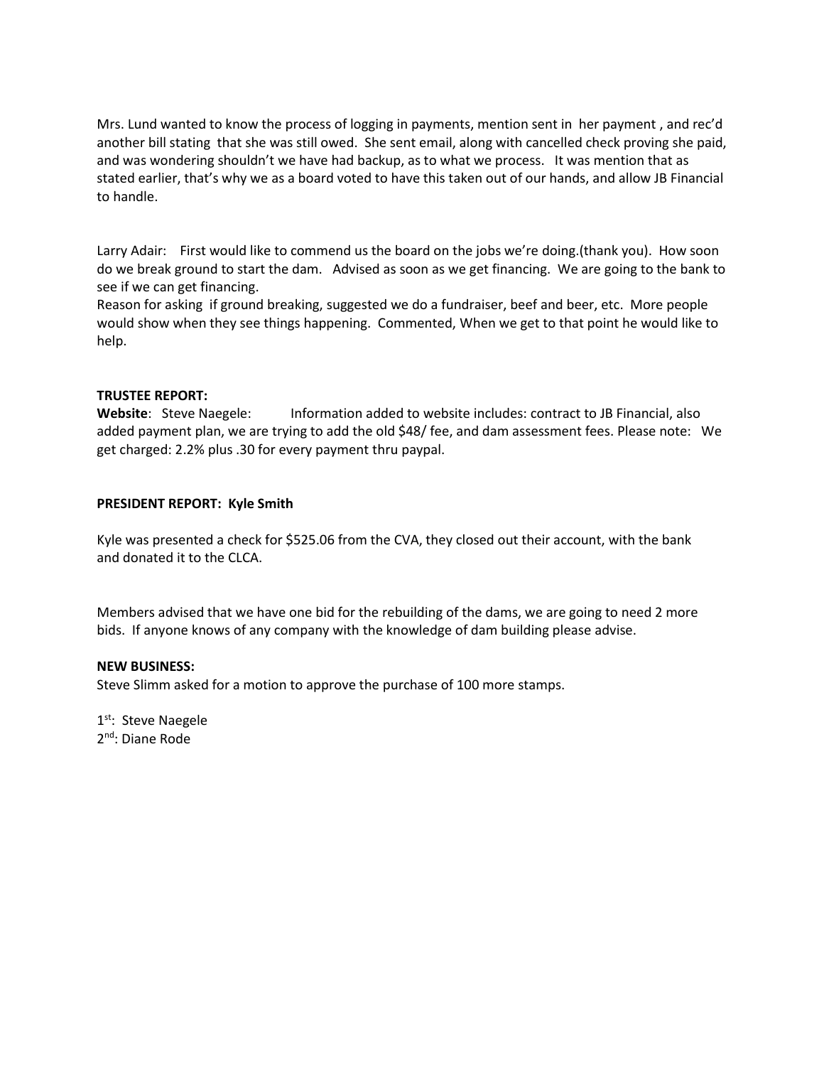Mrs. Lund wanted to know the process of logging in payments, mention sent in her payment , and rec'd another bill stating that she was still owed. She sent email, along with cancelled check proving she paid, and was wondering shouldn't we have had backup, as to what we process. It was mention that as stated earlier, that's why we as a board voted to have this taken out of our hands, and allow JB Financial to handle.

Larry Adair: First would like to commend us the board on the jobs we're doing.(thank you). How soon do we break ground to start the dam. Advised as soon as we get financing. We are going to the bank to see if we can get financing.
Reason for asking if ground breaking, suggested we do a fundraiser, beef and beer, etc. More people would show when they see things happening. Commented, When we get to that point he would like to help.

**TRUSTEE REPORT:**
**Website**: Steve Naegele: Information added to website includes: contract to JB Financial, also added payment plan, we are trying to add the old $48/ fee, and dam assessment fees. Please note: We get charged: 2.2% plus .30 for every payment thru paypal.

**PRESIDENT REPORT: Kyle Smith**

Kyle was presented a check for $525.06 from the CVA, they closed out their account, with the bank and donated it to the CLCA.

Members advised that we have one bid for the rebuilding of the dams, we are going to need 2 more bids. If anyone knows of any company with the knowledge of dam building please advise.

**NEW BUSINESS:**
Steve Slimm asked for a motion to approve the purchase of 100 more stamps.

1st: Steve Naegele
2nd: Diane Rode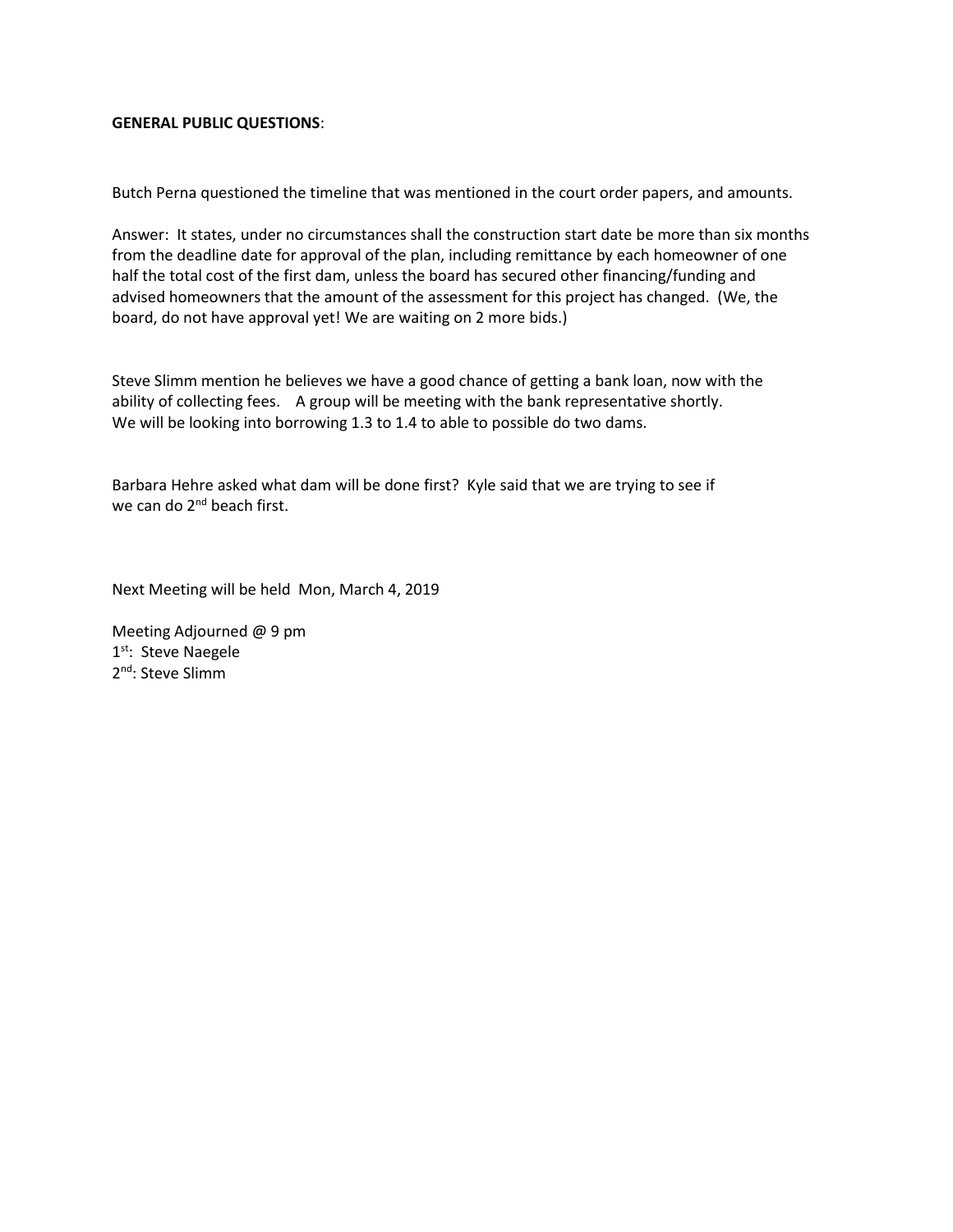**GENERAL PUBLIC QUESTIONS**:

Butch Perna questioned the timeline that was mentioned in the court order papers, and amounts.

Answer: It states, under no circumstances shall the construction start date be more than six months from the deadline date for approval of the plan, including remittance by each homeowner of one half the total cost of the first dam, unless the board has secured other financing/funding and advised homeowners that the amount of the assessment for this project has changed. (We, the board, do not have approval yet! We are waiting on 2 more bids.)

Steve Slimm mention he believes we have a good chance of getting a bank loan, now with the ability of collecting fees. A group will be meeting with the bank representative shortly. We will be looking into borrowing 1.3 to 1.4 to able to possible do two dams.

Barbara Hehre asked what dam will be done first? Kyle said that we are trying to see if we can do 2nd beach first.

Next Meeting will be held Mon, March 4, 2019

Meeting Adjourned @ 9 pm
1st: Steve Naegele
2nd: Steve Slimm